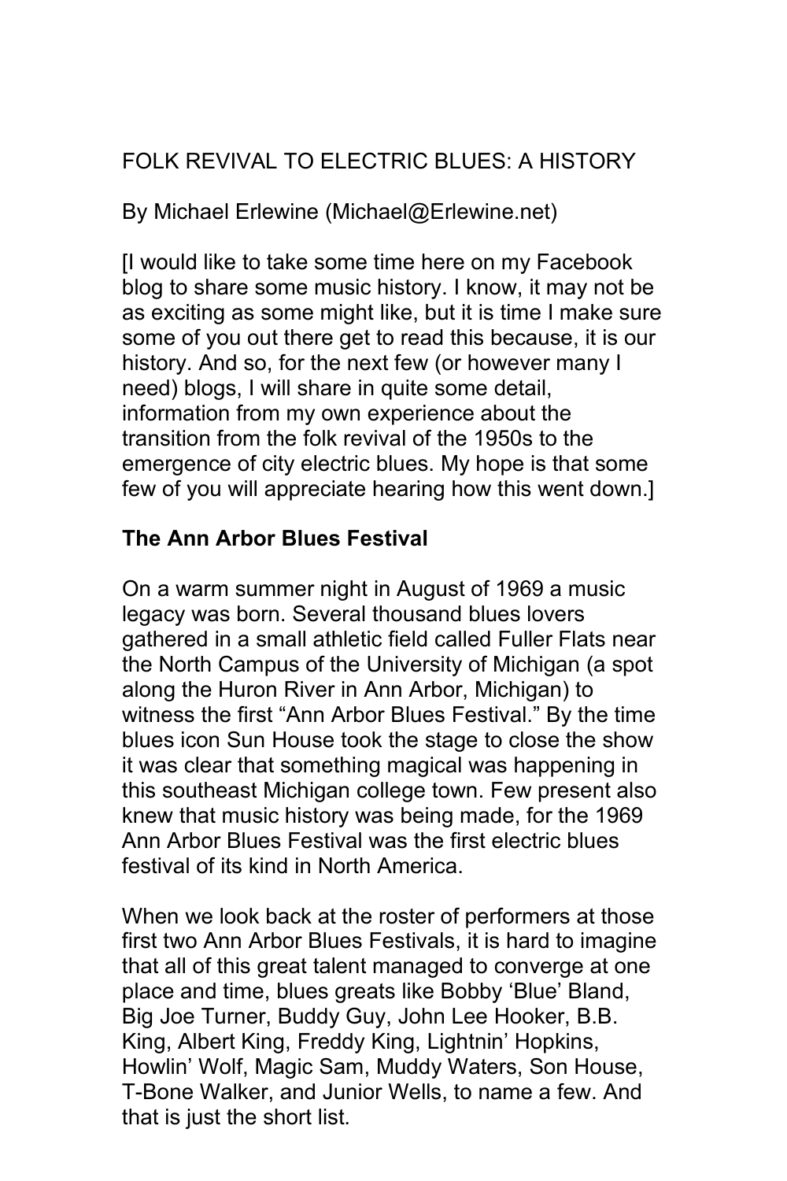FOLK REVIVAL TO ELECTRIC BLUES: A HISTORY

By Michael Erlewine (Michael@Erlewine.net)

[I would like to take some time here on my Facebook blog to share some music history. I know, it may not be as exciting as some might like, but it is time I make sure some of you out there get to read this because, it is our history. And so, for the next few (or however many I need) blogs, I will share in quite some detail, information from my own experience about the transition from the folk revival of the 1950s to the emergence of city electric blues. My hope is that some few of you will appreciate hearing how this went down.]

**The Ann Arbor Blues Festival**

On a warm summer night in August of 1969 a music legacy was born. Several thousand blues lovers gathered in a small athletic field called Fuller Flats near the North Campus of the University of Michigan (a spot along the Huron River in Ann Arbor, Michigan) to witness the first "Ann Arbor Blues Festival." By the time blues icon Sun House took the stage to close the show it was clear that something magical was happening in this southeast Michigan college town. Few present also knew that music history was being made, for the 1969 Ann Arbor Blues Festival was the first electric blues festival of its kind in North America.

When we look back at the roster of performers at those first two Ann Arbor Blues Festivals, it is hard to imagine that all of this great talent managed to converge at one place and time, blues greats like Bobby 'Blue' Bland, Big Joe Turner, Buddy Guy, John Lee Hooker, B.B. King, Albert King, Freddy King, Lightnin' Hopkins, Howlin' Wolf, Magic Sam, Muddy Waters, Son House, T-Bone Walker, and Junior Wells, to name a few. And that is just the short list.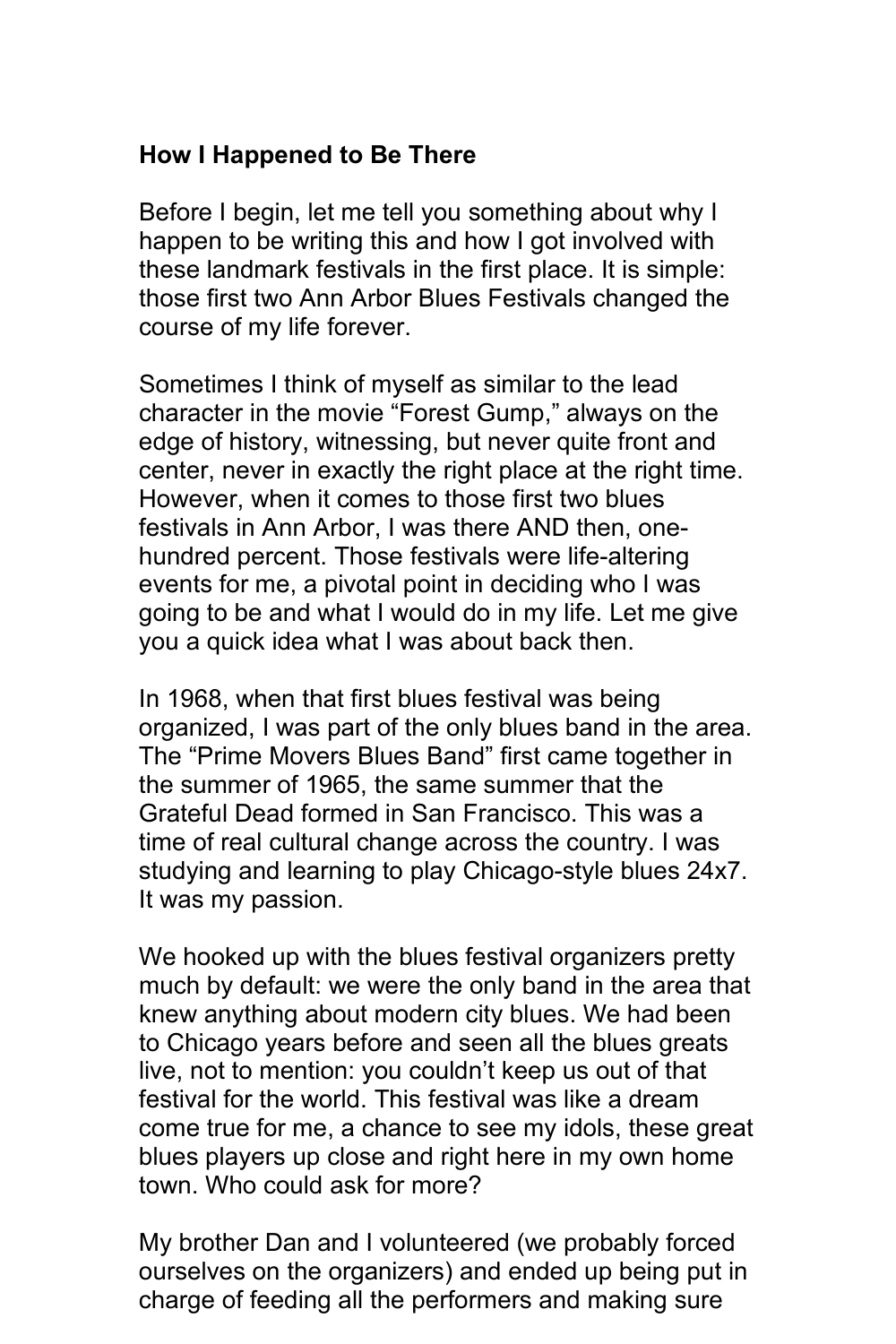## How I Happened to Be There

Before I begin, let me tell you something about why I happen to be writing this and how I got involved with these landmark festivals in the first place. It is simple: those first two Ann Arbor Blues Festivals changed the course of my life forever.

Sometimes I think of myself as similar to the lead character in the movie "Forest Gump," always on the edge of history, witnessing, but never quite front and center, never in exactly the right place at the right time. However, when it comes to those first two blues festivals in Ann Arbor, I was there AND then, one-hundred percent. Those festivals were life-altering events for me, a pivotal point in deciding who I was going to be and what I would do in my life. Let me give you a quick idea what I was about back then.

In 1968, when that first blues festival was being organized, I was part of the only blues band in the area. The "Prime Movers Blues Band" first came together in the summer of 1965, the same summer that the Grateful Dead formed in San Francisco. This was a time of real cultural change across the country. I was studying and learning to play Chicago-style blues 24x7. It was my passion.

We hooked up with the blues festival organizers pretty much by default: we were the only band in the area that knew anything about modern city blues. We had been to Chicago years before and seen all the blues greats live, not to mention: you couldn't keep us out of that festival for the world. This festival was like a dream come true for me, a chance to see my idols, these great blues players up close and right here in my own home town. Who could ask for more?

My brother Dan and I volunteered (we probably forced ourselves on the organizers) and ended up being put in charge of feeding all the performers and making sure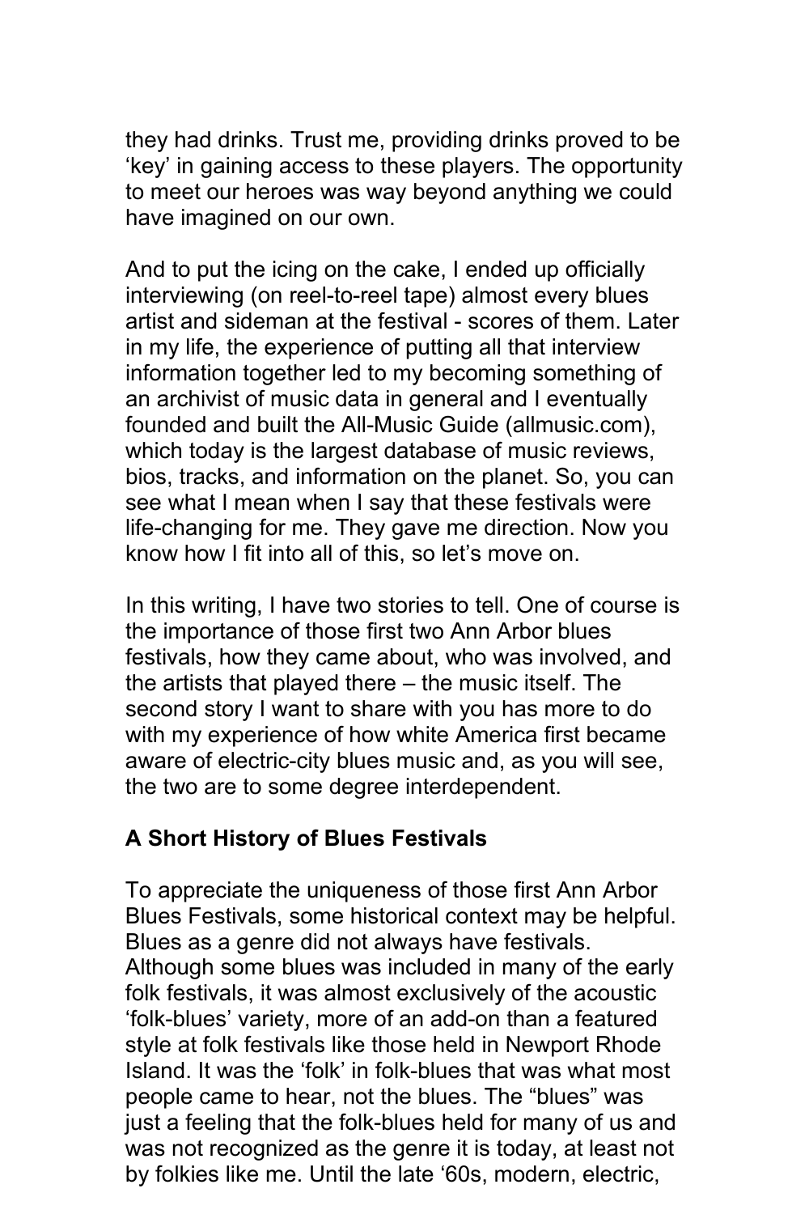they had drinks. Trust me, providing drinks proved to be 'key' in gaining access to these players. The opportunity to meet our heroes was way beyond anything we could have imagined on our own.

And to put the icing on the cake, I ended up officially interviewing (on reel-to-reel tape) almost every blues artist and sideman at the festival - scores of them. Later in my life, the experience of putting all that interview information together led to my becoming something of an archivist of music data in general and I eventually founded and built the All-Music Guide (allmusic.com), which today is the largest database of music reviews, bios, tracks, and information on the planet. So, you can see what I mean when I say that these festivals were life-changing for me. They gave me direction. Now you know how I fit into all of this, so let's move on.

In this writing, I have two stories to tell. One of course is the importance of those first two Ann Arbor blues festivals, how they came about, who was involved, and the artists that played there – the music itself. The second story I want to share with you has more to do with my experience of how white America first became aware of electric-city blues music and, as you will see, the two are to some degree interdependent.

## A Short History of Blues Festivals

To appreciate the uniqueness of those first Ann Arbor Blues Festivals, some historical context may be helpful. Blues as a genre did not always have festivals. Although some blues was included in many of the early folk festivals, it was almost exclusively of the acoustic 'folk-blues' variety, more of an add-on than a featured style at folk festivals like those held in Newport Rhode Island. It was the 'folk' in folk-blues that was what most people came to hear, not the blues. The "blues" was just a feeling that the folk-blues held for many of us and was not recognized as the genre it is today, at least not by folkies like me. Until the late '60s, modern, electric,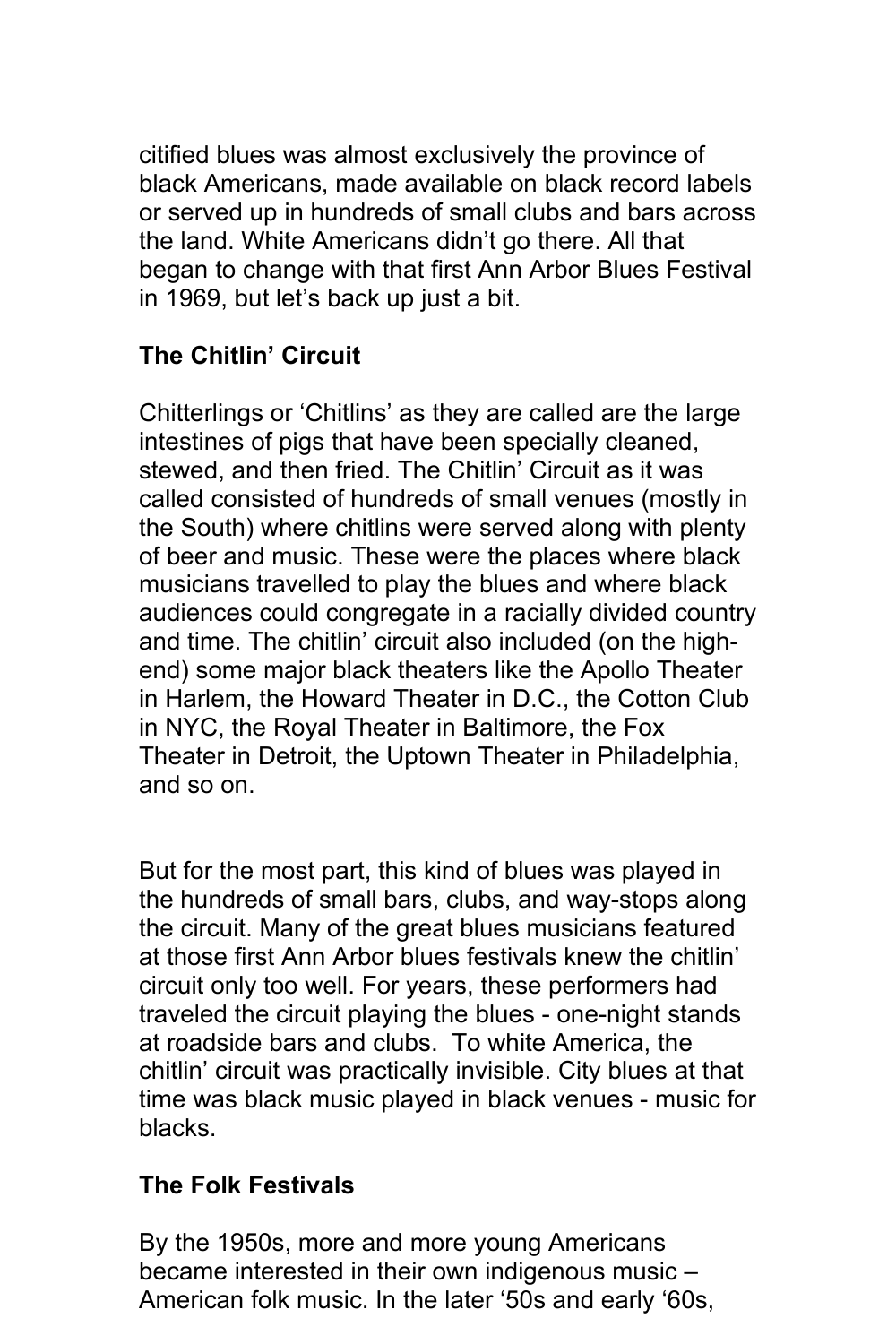citified blues was almost exclusively the province of black Americans, made available on black record labels or served up in hundreds of small clubs and bars across the land. White Americans didn't go there. All that began to change with that first Ann Arbor Blues Festival in 1969, but let's back up just a bit.

**The Chitlin' Circuit**

Chitterlings or 'Chitlins' as they are called are the large intestines of pigs that have been specially cleaned, stewed, and then fried. The Chitlin' Circuit as it was called consisted of hundreds of small venues (mostly in the South) where chitlins were served along with plenty of beer and music. These were the places where black musicians travelled to play the blues and where black audiences could congregate in a racially divided country and time. The chitlin' circuit also included (on the high-end) some major black theaters like the Apollo Theater in Harlem, the Howard Theater in D.C., the Cotton Club in NYC, the Royal Theater in Baltimore, the Fox Theater in Detroit, the Uptown Theater in Philadelphia, and so on.

But for the most part, this kind of blues was played in the hundreds of small bars, clubs, and way-stops along the circuit. Many of the great blues musicians featured at those first Ann Arbor blues festivals knew the chitlin' circuit only too well. For years, these performers had traveled the circuit playing the blues - one-night stands at roadside bars and clubs. To white America, the chitlin' circuit was practically invisible. City blues at that time was black music played in black venues - music for blacks.

**The Folk Festivals**

By the 1950s, more and more young Americans became interested in their own indigenous music – American folk music. In the later '50s and early '60s,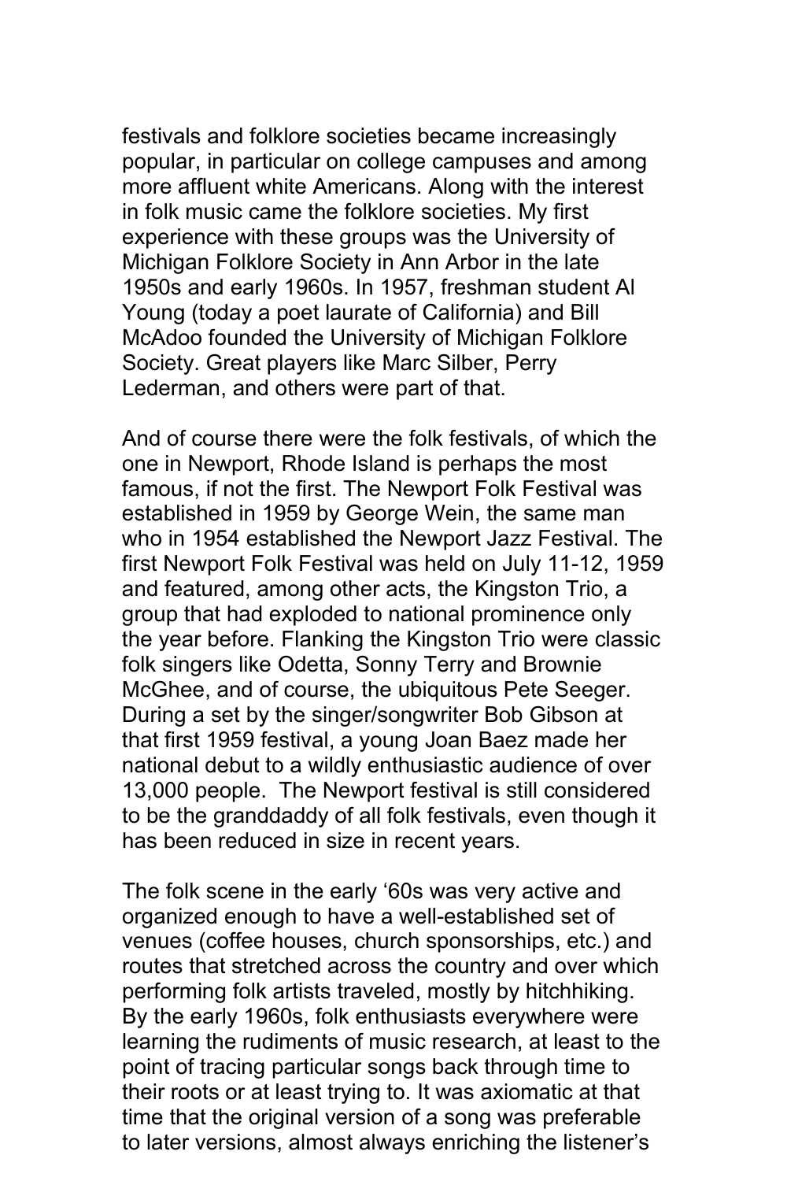festivals and folklore societies became increasingly popular, in particular on college campuses and among more affluent white Americans. Along with the interest in folk music came the folklore societies. My first experience with these groups was the University of Michigan Folklore Society in Ann Arbor in the late 1950s and early 1960s. In 1957, freshman student Al Young (today a poet laurate of California) and Bill McAdoo founded the University of Michigan Folklore Society. Great players like Marc Silber, Perry Lederman, and others were part of that.

And of course there were the folk festivals, of which the one in Newport, Rhode Island is perhaps the most famous, if not the first. The Newport Folk Festival was established in 1959 by George Wein, the same man who in 1954 established the Newport Jazz Festival. The first Newport Folk Festival was held on July 11-12, 1959 and featured, among other acts, the Kingston Trio, a group that had exploded to national prominence only the year before. Flanking the Kingston Trio were classic folk singers like Odetta, Sonny Terry and Brownie McGhee, and of course, the ubiquitous Pete Seeger. During a set by the singer/songwriter Bob Gibson at that first 1959 festival, a young Joan Baez made her national debut to a wildly enthusiastic audience of over 13,000 people. The Newport festival is still considered to be the granddaddy of all folk festivals, even though it has been reduced in size in recent years.

The folk scene in the early '60s was very active and organized enough to have a well-established set of venues (coffee houses, church sponsorships, etc.) and routes that stretched across the country and over which performing folk artists traveled, mostly by hitchhiking. By the early 1960s, folk enthusiasts everywhere were learning the rudiments of music research, at least to the point of tracing particular songs back through time to their roots or at least trying to. It was axiomatic at that time that the original version of a song was preferable to later versions, almost always enriching the listener's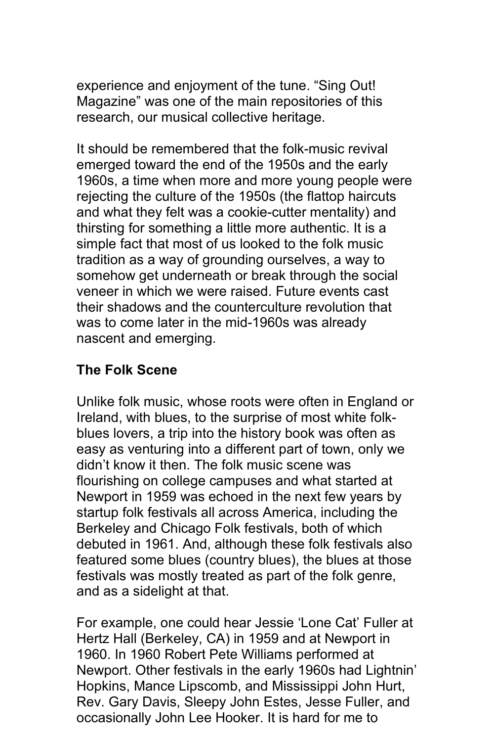experience and enjoyment of the tune. “Sing Out! Magazine” was one of the main repositories of this research, our musical collective heritage.

It should be remembered that the folk-music revival emerged toward the end of the 1950s and the early 1960s, a time when more and more young people were rejecting the culture of the 1950s (the flattop haircuts and what they felt was a cookie-cutter mentality) and thirsting for something a little more authentic. It is a simple fact that most of us looked to the folk music tradition as a way of grounding ourselves, a way to somehow get underneath or break through the social veneer in which we were raised. Future events cast their shadows and the counterculture revolution that was to come later in the mid-1960s was already nascent and emerging.

**The Folk Scene**

Unlike folk music, whose roots were often in England or Ireland, with blues, to the surprise of most white folk-blues lovers, a trip into the history book was often as easy as venturing into a different part of town, only we didn’t know it then. The folk music scene was flourishing on college campuses and what started at Newport in 1959 was echoed in the next few years by startup folk festivals all across America, including the Berkeley and Chicago Folk festivals, both of which debuted in 1961. And, although these folk festivals also featured some blues (country blues), the blues at those festivals was mostly treated as part of the folk genre, and as a sidelight at that.

For example, one could hear Jessie ‘Lone Cat’ Fuller at Hertz Hall (Berkeley, CA) in 1959 and at Newport in 1960. In 1960 Robert Pete Williams performed at Newport. Other festivals in the early 1960s had Lightnin’ Hopkins, Mance Lipscomb, and Mississippi John Hurt, Rev. Gary Davis, Sleepy John Estes, Jesse Fuller, and occasionally John Lee Hooker. It is hard for me to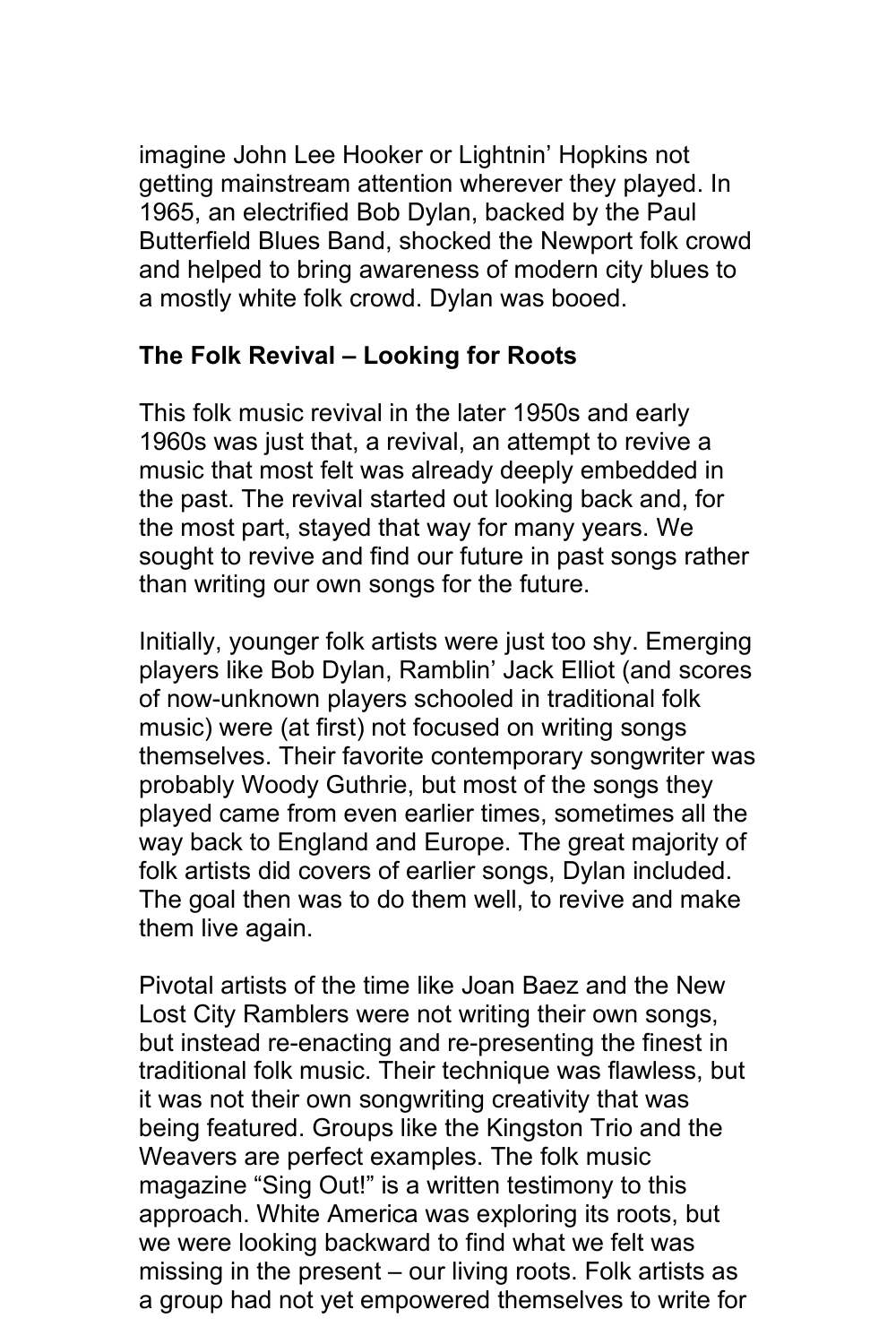imagine John Lee Hooker or Lightnin' Hopkins not getting mainstream attention wherever they played. In 1965, an electrified Bob Dylan, backed by the Paul Butterfield Blues Band, shocked the Newport folk crowd and helped to bring awareness of modern city blues to a mostly white folk crowd. Dylan was booed.

**The Folk Revival – Looking for Roots**

This folk music revival in the later 1950s and early 1960s was just that, a revival, an attempt to revive a music that most felt was already deeply embedded in the past. The revival started out looking back and, for the most part, stayed that way for many years. We sought to revive and find our future in past songs rather than writing our own songs for the future.

Initially, younger folk artists were just too shy. Emerging players like Bob Dylan, Ramblin' Jack Elliot (and scores of now-unknown players schooled in traditional folk music) were (at first) not focused on writing songs themselves. Their favorite contemporary songwriter was probably Woody Guthrie, but most of the songs they played came from even earlier times, sometimes all the way back to England and Europe. The great majority of folk artists did covers of earlier songs, Dylan included. The goal then was to do them well, to revive and make them live again.

Pivotal artists of the time like Joan Baez and the New Lost City Ramblers were not writing their own songs, but instead re-enacting and re-presenting the finest in traditional folk music. Their technique was flawless, but it was not their own songwriting creativity that was being featured. Groups like the Kingston Trio and the Weavers are perfect examples. The folk music magazine "Sing Out!" is a written testimony to this approach. White America was exploring its roots, but we were looking backward to find what we felt was missing in the present – our living roots. Folk artists as a group had not yet empowered themselves to write for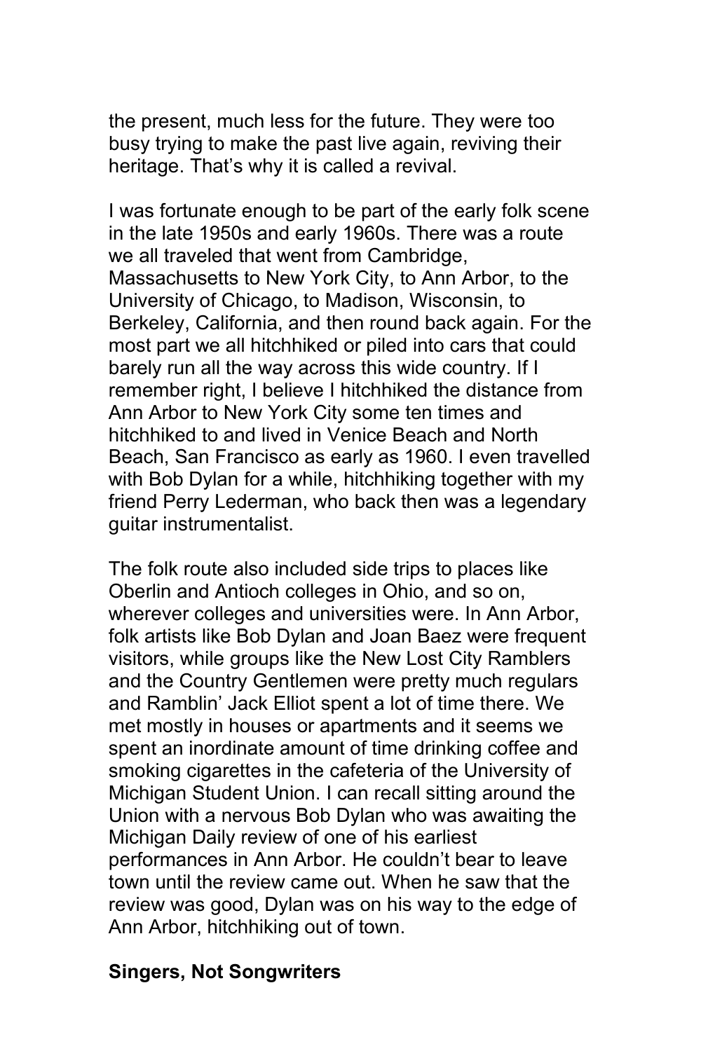the present, much less for the future. They were too busy trying to make the past live again, reviving their heritage. That's why it is called a revival.

I was fortunate enough to be part of the early folk scene in the late 1950s and early 1960s. There was a route we all traveled that went from Cambridge, Massachusetts to New York City, to Ann Arbor, to the University of Chicago, to Madison, Wisconsin, to Berkeley, California, and then round back again. For the most part we all hitchhiked or piled into cars that could barely run all the way across this wide country. If I remember right, I believe I hitchhiked the distance from Ann Arbor to New York City some ten times and hitchhiked to and lived in Venice Beach and North Beach, San Francisco as early as 1960. I even travelled with Bob Dylan for a while, hitchhiking together with my friend Perry Lederman, who back then was a legendary guitar instrumentalist.

The folk route also included side trips to places like Oberlin and Antioch colleges in Ohio, and so on, wherever colleges and universities were. In Ann Arbor, folk artists like Bob Dylan and Joan Baez were frequent visitors, while groups like the New Lost City Ramblers and the Country Gentlemen were pretty much regulars and Ramblin' Jack Elliot spent a lot of time there. We met mostly in houses or apartments and it seems we spent an inordinate amount of time drinking coffee and smoking cigarettes in the cafeteria of the University of Michigan Student Union. I can recall sitting around the Union with a nervous Bob Dylan who was awaiting the Michigan Daily review of one of his earliest performances in Ann Arbor. He couldn't bear to leave town until the review came out. When he saw that the review was good, Dylan was on his way to the edge of Ann Arbor, hitchhiking out of town.

**Singers, Not Songwriters**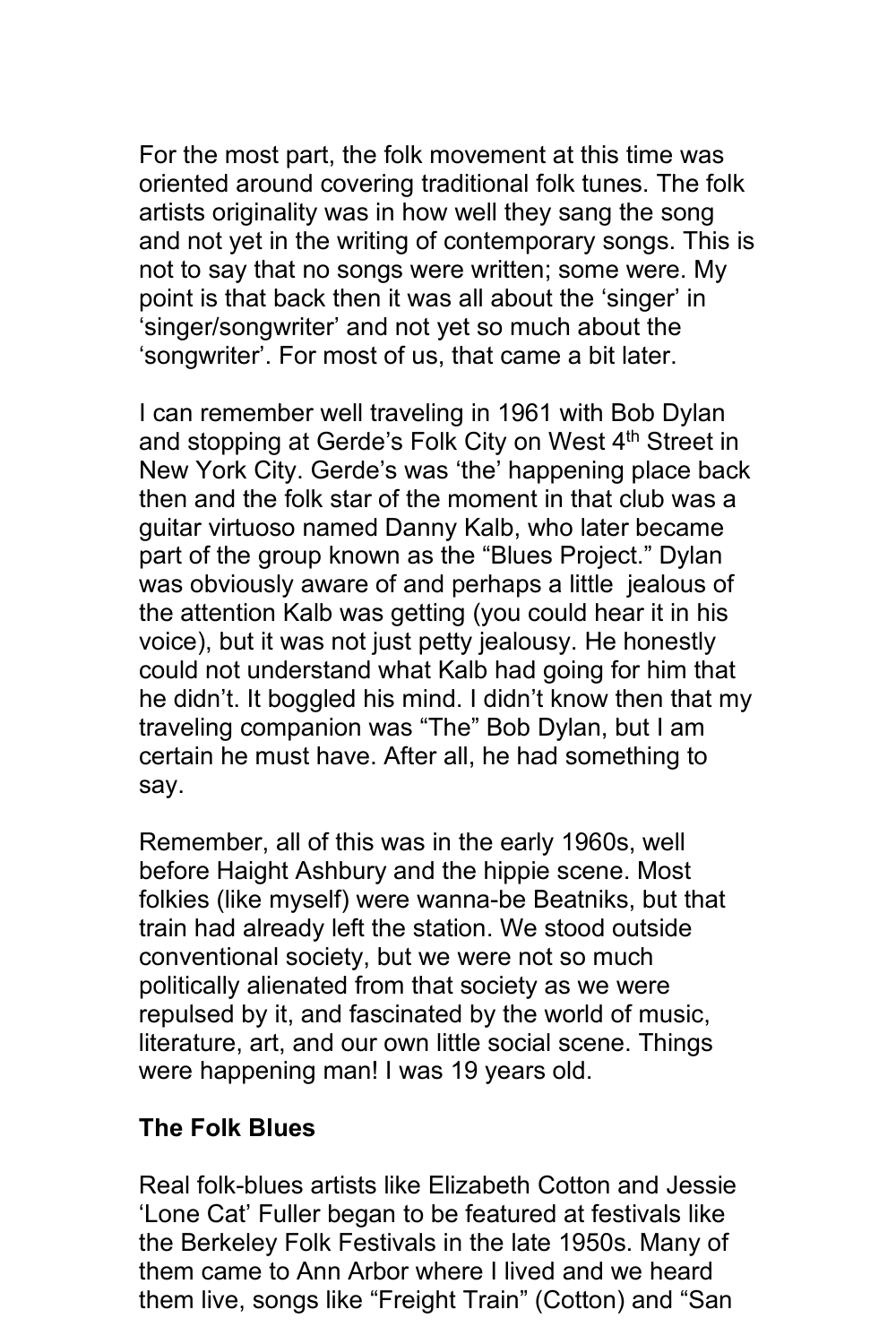For the most part, the folk movement at this time was oriented around covering traditional folk tunes. The folk artists originality was in how well they sang the song and not yet in the writing of contemporary songs. This is not to say that no songs were written; some were. My point is that back then it was all about the 'singer' in 'singer/songwriter' and not yet so much about the 'songwriter'. For most of us, that came a bit later.

I can remember well traveling in 1961 with Bob Dylan and stopping at Gerde's Folk City on West 4th Street in New York City. Gerde's was 'the' happening place back then and the folk star of the moment in that club was a guitar virtuoso named Danny Kalb, who later became part of the group known as the "Blues Project." Dylan was obviously aware of and perhaps a little jealous of the attention Kalb was getting (you could hear it in his voice), but it was not just petty jealousy. He honestly could not understand what Kalb had going for him that he didn't. It boggled his mind. I didn't know then that my traveling companion was "The" Bob Dylan, but I am certain he must have. After all, he had something to say.

Remember, all of this was in the early 1960s, well before Haight Ashbury and the hippie scene. Most folkies (like myself) were wanna-be Beatniks, but that train had already left the station. We stood outside conventional society, but we were not so much politically alienated from that society as we were repulsed by it, and fascinated by the world of music, literature, art, and our own little social scene. Things were happening man! I was 19 years old.

**The Folk Blues**

Real folk-blues artists like Elizabeth Cotton and Jessie 'Lone Cat' Fuller began to be featured at festivals like the Berkeley Folk Festivals in the late 1950s. Many of them came to Ann Arbor where I lived and we heard them live, songs like "Freight Train" (Cotton) and "San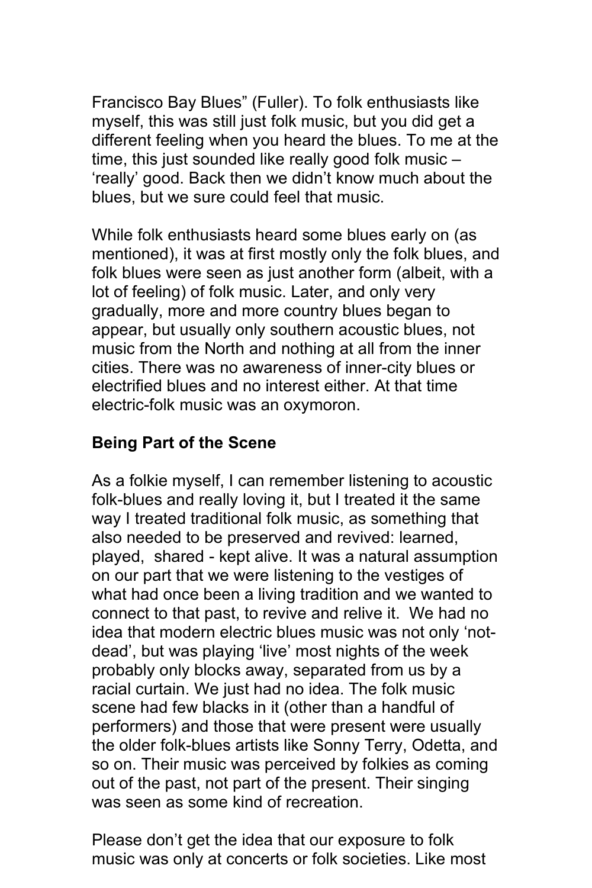Francisco Bay Blues" (Fuller). To folk enthusiasts like myself, this was still just folk music, but you did get a different feeling when you heard the blues. To me at the time, this just sounded like really good folk music – 'really' good. Back then we didn't know much about the blues, but we sure could feel that music.

While folk enthusiasts heard some blues early on (as mentioned), it was at first mostly only the folk blues, and folk blues were seen as just another form (albeit, with a lot of feeling) of folk music. Later, and only very gradually, more and more country blues began to appear, but usually only southern acoustic blues, not music from the North and nothing at all from the inner cities. There was no awareness of inner-city blues or electrified blues and no interest either. At that time electric-folk music was an oxymoron.

## Being Part of the Scene

As a folkie myself, I can remember listening to acoustic folk-blues and really loving it, but I treated it the same way I treated traditional folk music, as something that also needed to be preserved and revived: learned, played, shared - kept alive. It was a natural assumption on our part that we were listening to the vestiges of what had once been a living tradition and we wanted to connect to that past, to revive and relive it. We had no idea that modern electric blues music was not only 'not-dead', but was playing 'live' most nights of the week probably only blocks away, separated from us by a racial curtain. We just had no idea. The folk music scene had few blacks in it (other than a handful of performers) and those that were present were usually the older folk-blues artists like Sonny Terry, Odetta, and so on. Their music was perceived by folkies as coming out of the past, not part of the present. Their singing was seen as some kind of recreation.

Please don't get the idea that our exposure to folk music was only at concerts or folk societies. Like most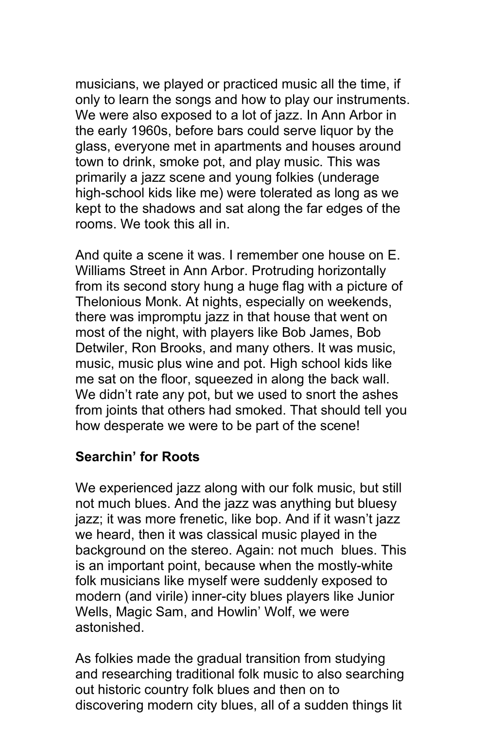musicians, we played or practiced music all the time, if only to learn the songs and how to play our instruments. We were also exposed to a lot of jazz. In Ann Arbor in the early 1960s, before bars could serve liquor by the glass, everyone met in apartments and houses around town to drink, smoke pot, and play music. This was primarily a jazz scene and young folkies (underage high-school kids like me) were tolerated as long as we kept to the shadows and sat along the far edges of the rooms. We took this all in.

And quite a scene it was. I remember one house on E. Williams Street in Ann Arbor. Protruding horizontally from its second story hung a huge flag with a picture of Thelonious Monk. At nights, especially on weekends, there was impromptu jazz in that house that went on most of the night, with players like Bob James, Bob Detwiler, Ron Brooks, and many others. It was music, music, music plus wine and pot. High school kids like me sat on the floor, squeezed in along the back wall. We didn't rate any pot, but we used to snort the ashes from joints that others had smoked. That should tell you how desperate we were to be part of the scene!

**Searchin' for Roots**

We experienced jazz along with our folk music, but still not much blues. And the jazz was anything but bluesy jazz; it was more frenetic, like bop. And if it wasn't jazz we heard, then it was classical music played in the background on the stereo. Again: not much blues. This is an important point, because when the mostly-white folk musicians like myself were suddenly exposed to modern (and virile) inner-city blues players like Junior Wells, Magic Sam, and Howlin' Wolf, we were astonished.

As folkies made the gradual transition from studying and researching traditional folk music to also searching out historic country folk blues and then on to discovering modern city blues, all of a sudden things lit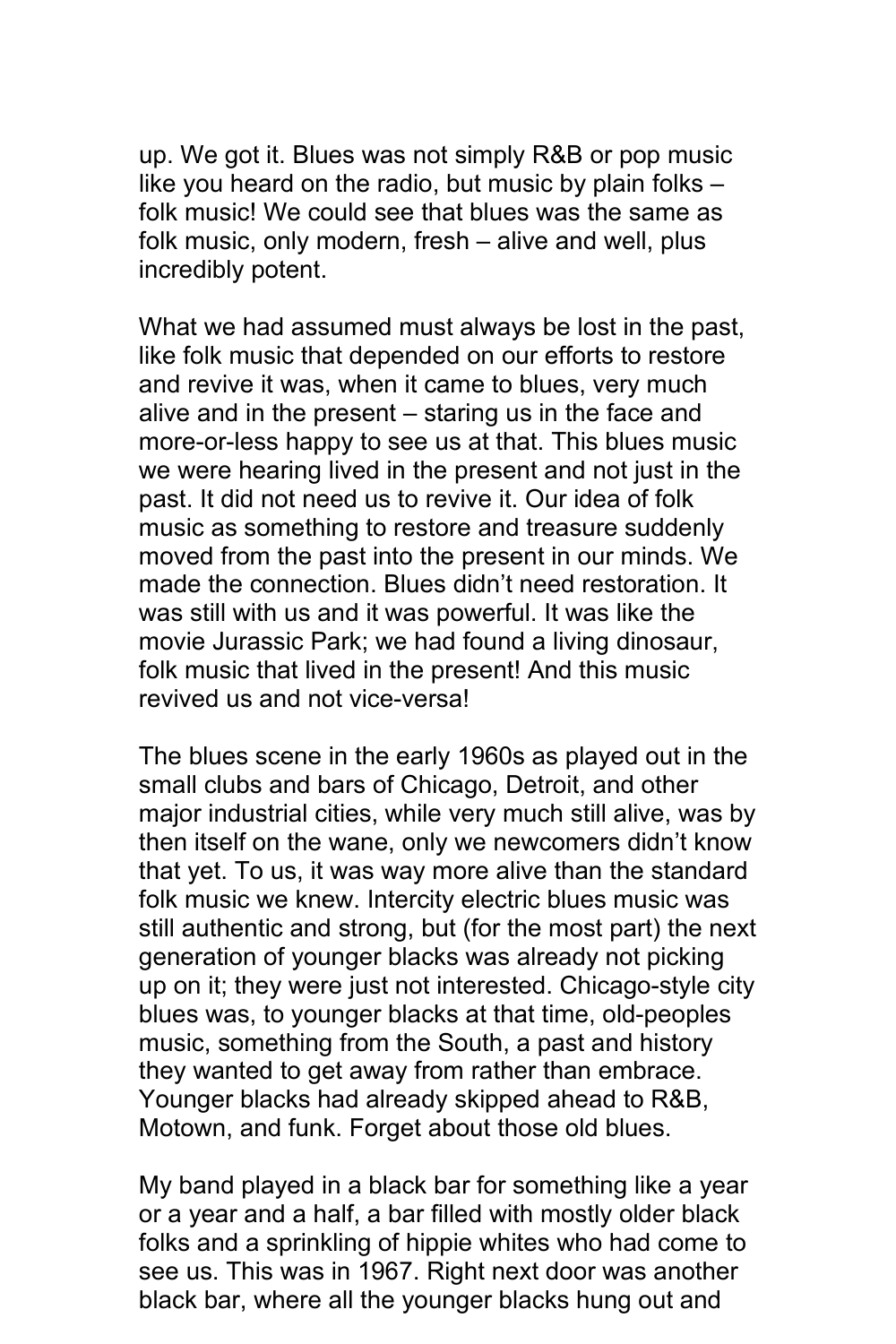up. We got it. Blues was not simply R&B or pop music like you heard on the radio, but music by plain folks – folk music! We could see that blues was the same as folk music, only modern, fresh – alive and well, plus incredibly potent.

What we had assumed must always be lost in the past, like folk music that depended on our efforts to restore and revive it was, when it came to blues, very much alive and in the present – staring us in the face and more-or-less happy to see us at that. This blues music we were hearing lived in the present and not just in the past. It did not need us to revive it. Our idea of folk music as something to restore and treasure suddenly moved from the past into the present in our minds. We made the connection. Blues didn't need restoration. It was still with us and it was powerful. It was like the movie Jurassic Park; we had found a living dinosaur, folk music that lived in the present! And this music revived us and not vice-versa!

The blues scene in the early 1960s as played out in the small clubs and bars of Chicago, Detroit, and other major industrial cities, while very much still alive, was by then itself on the wane, only we newcomers didn't know that yet. To us, it was way more alive than the standard folk music we knew. Intercity electric blues music was still authentic and strong, but (for the most part) the next generation of younger blacks was already not picking up on it; they were just not interested. Chicago-style city blues was, to younger blacks at that time, old-peoples music, something from the South, a past and history they wanted to get away from rather than embrace. Younger blacks had already skipped ahead to R&B, Motown, and funk. Forget about those old blues.

My band played in a black bar for something like a year or a year and a half, a bar filled with mostly older black folks and a sprinkling of hippie whites who had come to see us. This was in 1967. Right next door was another black bar, where all the younger blacks hung out and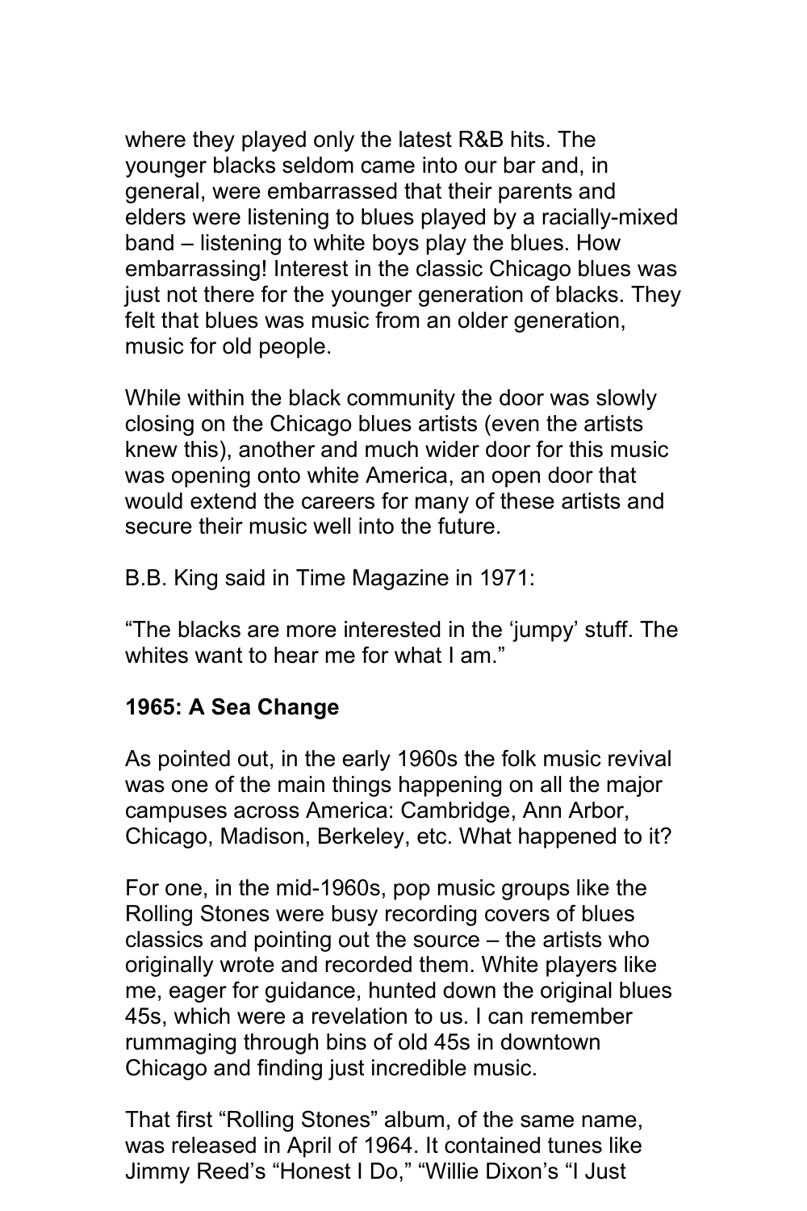where they played only the latest R&B hits. The younger blacks seldom came into our bar and, in general, were embarrassed that their parents and elders were listening to blues played by a racially-mixed band – listening to white boys play the blues. How embarrassing! Interest in the classic Chicago blues was just not there for the younger generation of blacks. They felt that blues was music from an older generation, music for old people.

While within the black community the door was slowly closing on the Chicago blues artists (even the artists knew this), another and much wider door for this music was opening onto white America, an open door that would extend the careers for many of these artists and secure their music well into the future.

B.B. King said in Time Magazine in 1971:

"The blacks are more interested in the 'jumpy' stuff. The whites want to hear me for what I am."

**1965: A Sea Change**

As pointed out, in the early 1960s the folk music revival was one of the main things happening on all the major campuses across America: Cambridge, Ann Arbor, Chicago, Madison, Berkeley, etc. What happened to it?

For one, in the mid-1960s, pop music groups like the Rolling Stones were busy recording covers of blues classics and pointing out the source – the artists who originally wrote and recorded them. White players like me, eager for guidance, hunted down the original blues 45s, which were a revelation to us. I can remember rummaging through bins of old 45s in downtown Chicago and finding just incredible music.

That first "Rolling Stones" album, of the same name, was released in April of 1964. It contained tunes like Jimmy Reed's "Honest I Do," "Willie Dixon's "I Just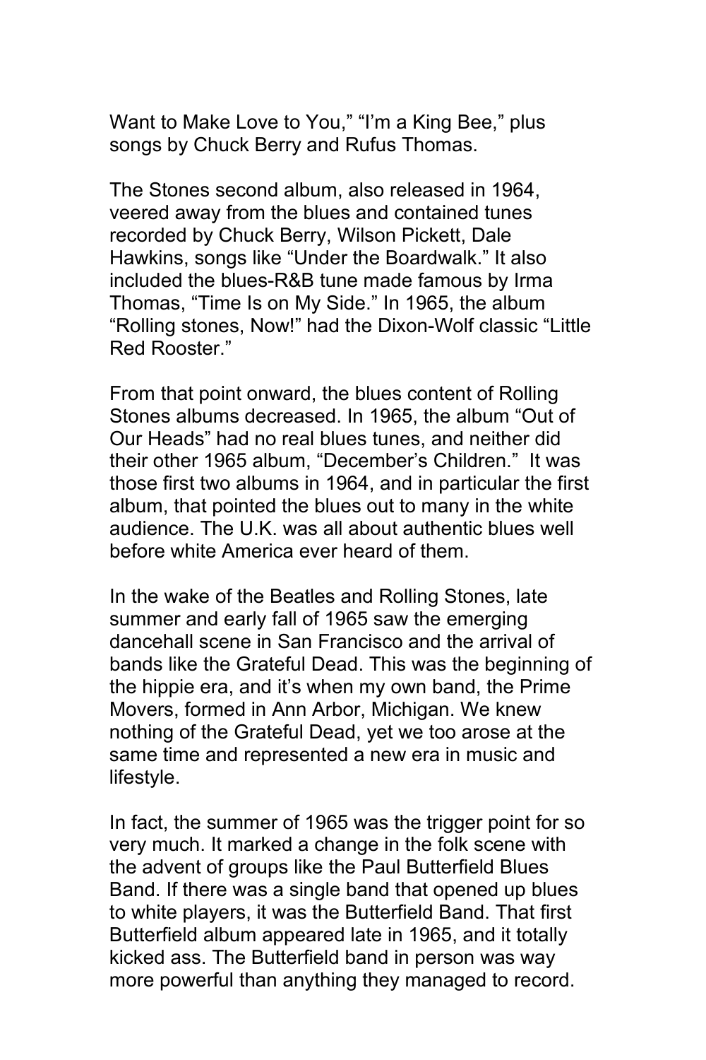Want to Make Love to You," "I'm a King Bee," plus songs by Chuck Berry and Rufus Thomas.

The Stones second album, also released in 1964, veered away from the blues and contained tunes recorded by Chuck Berry, Wilson Pickett, Dale Hawkins, songs like "Under the Boardwalk." It also included the blues-R&B tune made famous by Irma Thomas, "Time Is on My Side." In 1965, the album "Rolling stones, Now!" had the Dixon-Wolf classic "Little Red Rooster."

From that point onward, the blues content of Rolling Stones albums decreased. In 1965, the album "Out of Our Heads" had no real blues tunes, and neither did their other 1965 album, "December's Children." It was those first two albums in 1964, and in particular the first album, that pointed the blues out to many in the white audience. The U.K. was all about authentic blues well before white America ever heard of them.

In the wake of the Beatles and Rolling Stones, late summer and early fall of 1965 saw the emerging dancehall scene in San Francisco and the arrival of bands like the Grateful Dead. This was the beginning of the hippie era, and it's when my own band, the Prime Movers, formed in Ann Arbor, Michigan. We knew nothing of the Grateful Dead, yet we too arose at the same time and represented a new era in music and lifestyle.

In fact, the summer of 1965 was the trigger point for so very much. It marked a change in the folk scene with the advent of groups like the Paul Butterfield Blues Band. If there was a single band that opened up blues to white players, it was the Butterfield Band. That first Butterfield album appeared late in 1965, and it totally kicked ass. The Butterfield band in person was way more powerful than anything they managed to record.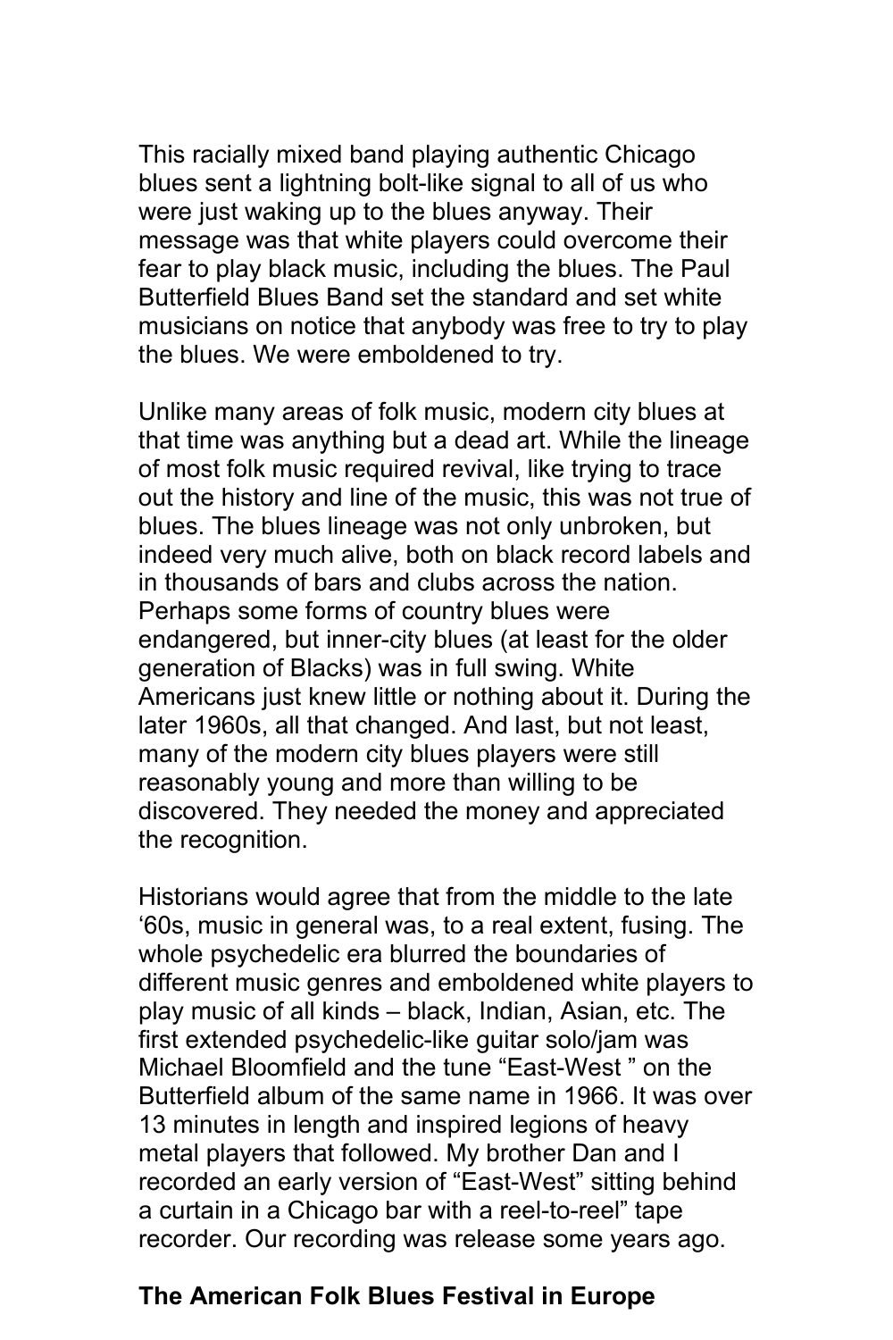This racially mixed band playing authentic Chicago blues sent a lightning bolt-like signal to all of us who were just waking up to the blues anyway. Their message was that white players could overcome their fear to play black music, including the blues. The Paul Butterfield Blues Band set the standard and set white musicians on notice that anybody was free to try to play the blues. We were emboldened to try.

Unlike many areas of folk music, modern city blues at that time was anything but a dead art. While the lineage of most folk music required revival, like trying to trace out the history and line of the music, this was not true of blues. The blues lineage was not only unbroken, but indeed very much alive, both on black record labels and in thousands of bars and clubs across the nation. Perhaps some forms of country blues were endangered, but inner-city blues (at least for the older generation of Blacks) was in full swing. White Americans just knew little or nothing about it. During the later 1960s, all that changed. And last, but not least, many of the modern city blues players were still reasonably young and more than willing to be discovered. They needed the money and appreciated the recognition.

Historians would agree that from the middle to the late '60s, music in general was, to a real extent, fusing. The whole psychedelic era blurred the boundaries of different music genres and emboldened white players to play music of all kinds – black, Indian, Asian, etc. The first extended psychedelic-like guitar solo/jam was Michael Bloomfield and the tune "East-West " on the Butterfield album of the same name in 1966. It was over 13 minutes in length and inspired legions of heavy metal players that followed. My brother Dan and I recorded an early version of "East-West" sitting behind a curtain in a Chicago bar with a reel-to-reel" tape recorder. Our recording was release some years ago.

**The American Folk Blues Festival in Europe**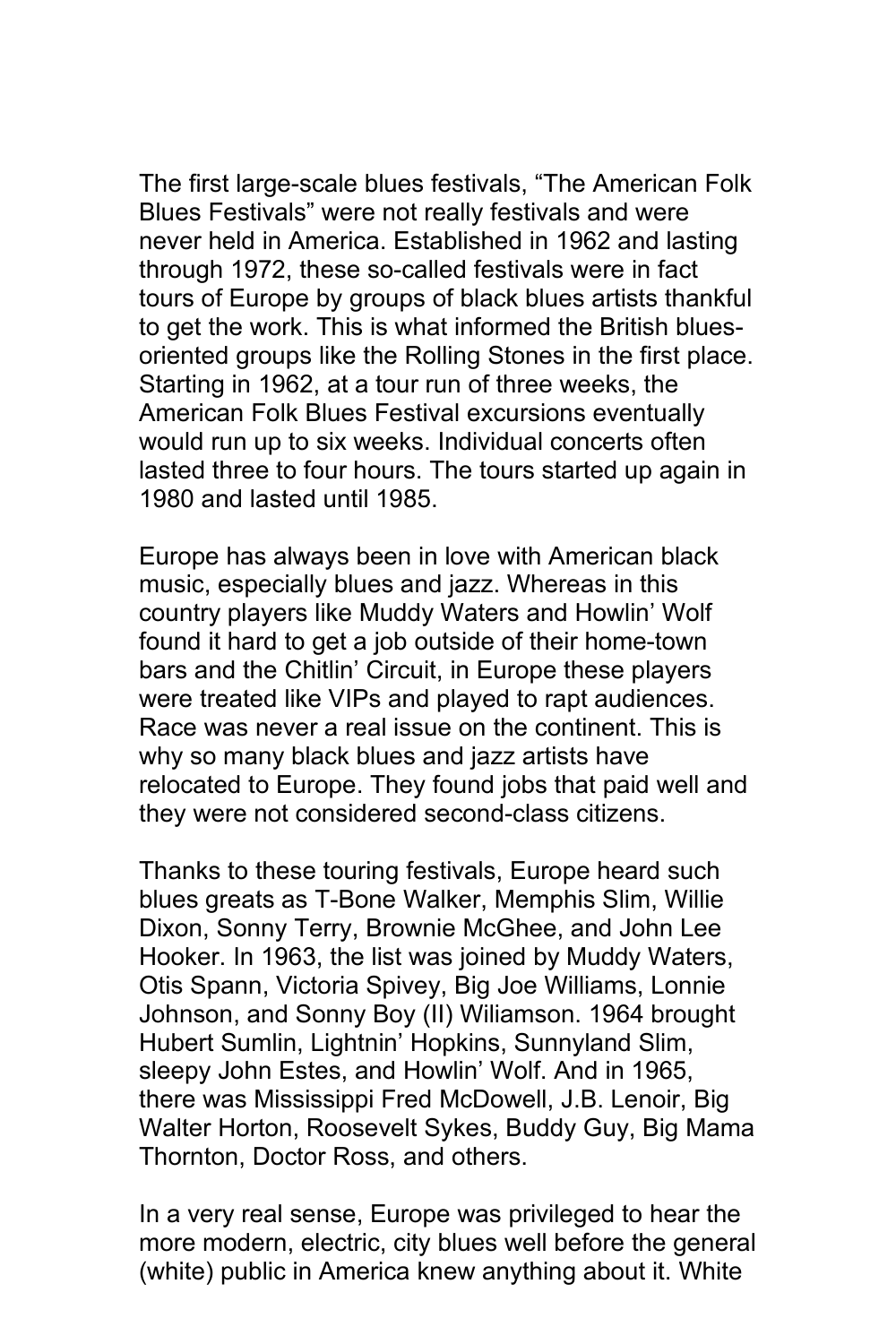The first large-scale blues festivals, “The American Folk Blues Festivals” were not really festivals and were never held in America. Established in 1962 and lasting through 1972, these so-called festivals were in fact tours of Europe by groups of black blues artists thankful to get the work. This is what informed the British blues-oriented groups like the Rolling Stones in the first place. Starting in 1962, at a tour run of three weeks, the American Folk Blues Festival excursions eventually would run up to six weeks. Individual concerts often lasted three to four hours. The tours started up again in 1980 and lasted until 1985.

Europe has always been in love with American black music, especially blues and jazz. Whereas in this country players like Muddy Waters and Howlin’ Wolf found it hard to get a job outside of their home-town bars and the Chitlin’ Circuit, in Europe these players were treated like VIPs and played to rapt audiences. Race was never a real issue on the continent. This is why so many black blues and jazz artists have relocated to Europe. They found jobs that paid well and they were not considered second-class citizens.

Thanks to these touring festivals, Europe heard such blues greats as T-Bone Walker, Memphis Slim, Willie Dixon, Sonny Terry, Brownie McGhee, and John Lee Hooker. In 1963, the list was joined by Muddy Waters, Otis Spann, Victoria Spivey, Big Joe Williams, Lonnie Johnson, and Sonny Boy (II) Wiliamson. 1964 brought Hubert Sumlin, Lightnin’ Hopkins, Sunnyland Slim, sleepy John Estes, and Howlin’ Wolf. And in 1965, there was Mississippi Fred McDowell, J.B. Lenoir, Big Walter Horton, Roosevelt Sykes, Buddy Guy, Big Mama Thornton, Doctor Ross, and others.

In a very real sense, Europe was privileged to hear the more modern, electric, city blues well before the general (white) public in America knew anything about it. White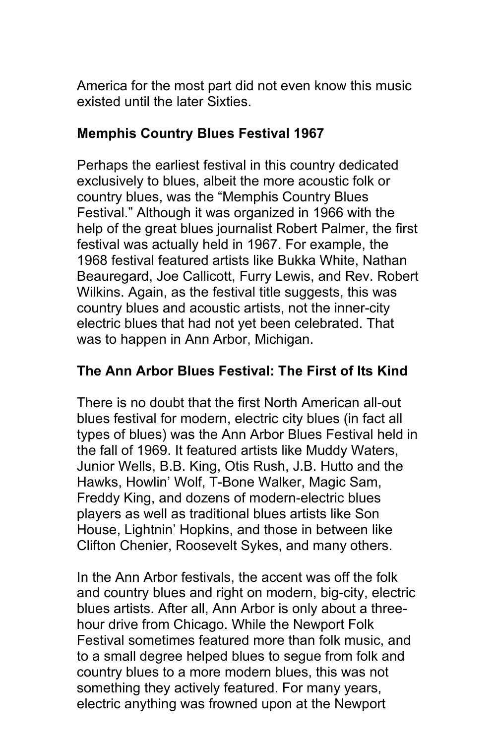America for the most part did not even know this music existed until the later Sixties.

## Memphis Country Blues Festival 1967

Perhaps the earliest festival in this country dedicated exclusively to blues, albeit the more acoustic folk or country blues, was the "Memphis Country Blues Festival." Although it was organized in 1966 with the help of the great blues journalist Robert Palmer, the first festival was actually held in 1967. For example, the 1968 festival featured artists like Bukka White, Nathan Beauregard, Joe Callicott, Furry Lewis, and Rev. Robert Wilkins. Again, as the festival title suggests, this was country blues and acoustic artists, not the inner-city electric blues that had not yet been celebrated. That was to happen in Ann Arbor, Michigan.

## The Ann Arbor Blues Festival: The First of Its Kind

There is no doubt that the first North American all-out blues festival for modern, electric city blues (in fact all types of blues) was the Ann Arbor Blues Festival held in the fall of 1969. It featured artists like Muddy Waters, Junior Wells, B.B. King, Otis Rush, J.B. Hutto and the Hawks, Howlin' Wolf, T-Bone Walker, Magic Sam, Freddy King, and dozens of modern-electric blues players as well as traditional blues artists like Son House, Lightnin' Hopkins, and those in between like Clifton Chenier, Roosevelt Sykes, and many others.

In the Ann Arbor festivals, the accent was off the folk and country blues and right on modern, big-city, electric blues artists. After all, Ann Arbor is only about a three-hour drive from Chicago. While the Newport Folk Festival sometimes featured more than folk music, and to a small degree helped blues to segue from folk and country blues to a more modern blues, this was not something they actively featured. For many years, electric anything was frowned upon at the Newport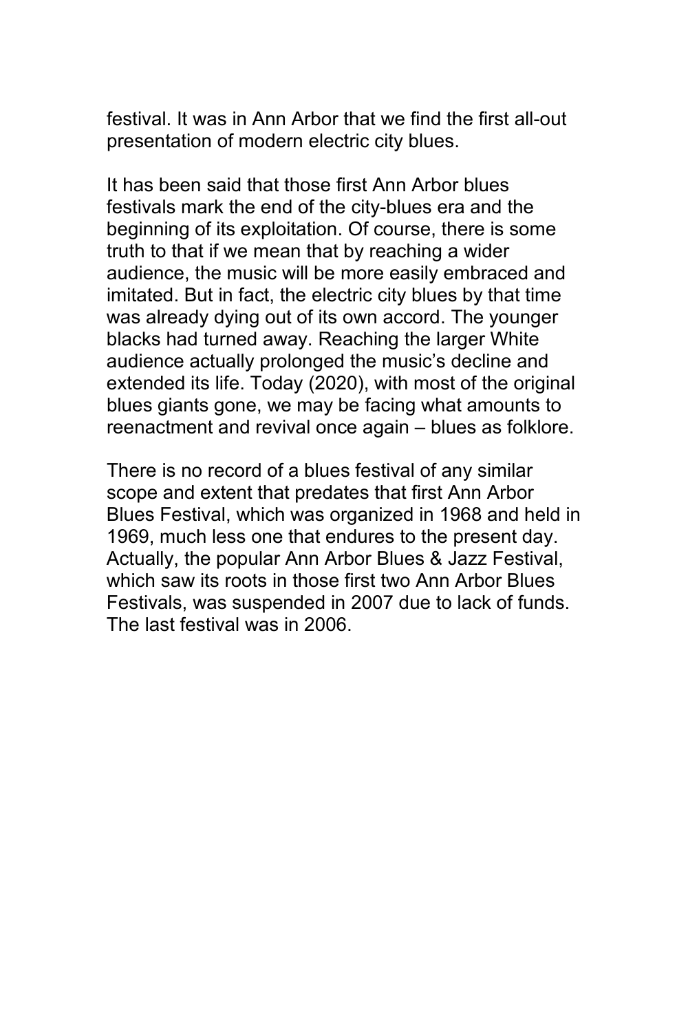festival. It was in Ann Arbor that we find the first all-out presentation of modern electric city blues.

It has been said that those first Ann Arbor blues festivals mark the end of the city-blues era and the beginning of its exploitation. Of course, there is some truth to that if we mean that by reaching a wider audience, the music will be more easily embraced and imitated. But in fact, the electric city blues by that time was already dying out of its own accord. The younger blacks had turned away. Reaching the larger White audience actually prolonged the music's decline and extended its life. Today (2020), with most of the original blues giants gone, we may be facing what amounts to reenactment and revival once again – blues as folklore.

There is no record of a blues festival of any similar scope and extent that predates that first Ann Arbor Blues Festival, which was organized in 1968 and held in 1969, much less one that endures to the present day. Actually, the popular Ann Arbor Blues & Jazz Festival, which saw its roots in those first two Ann Arbor Blues Festivals, was suspended in 2007 due to lack of funds. The last festival was in 2006.